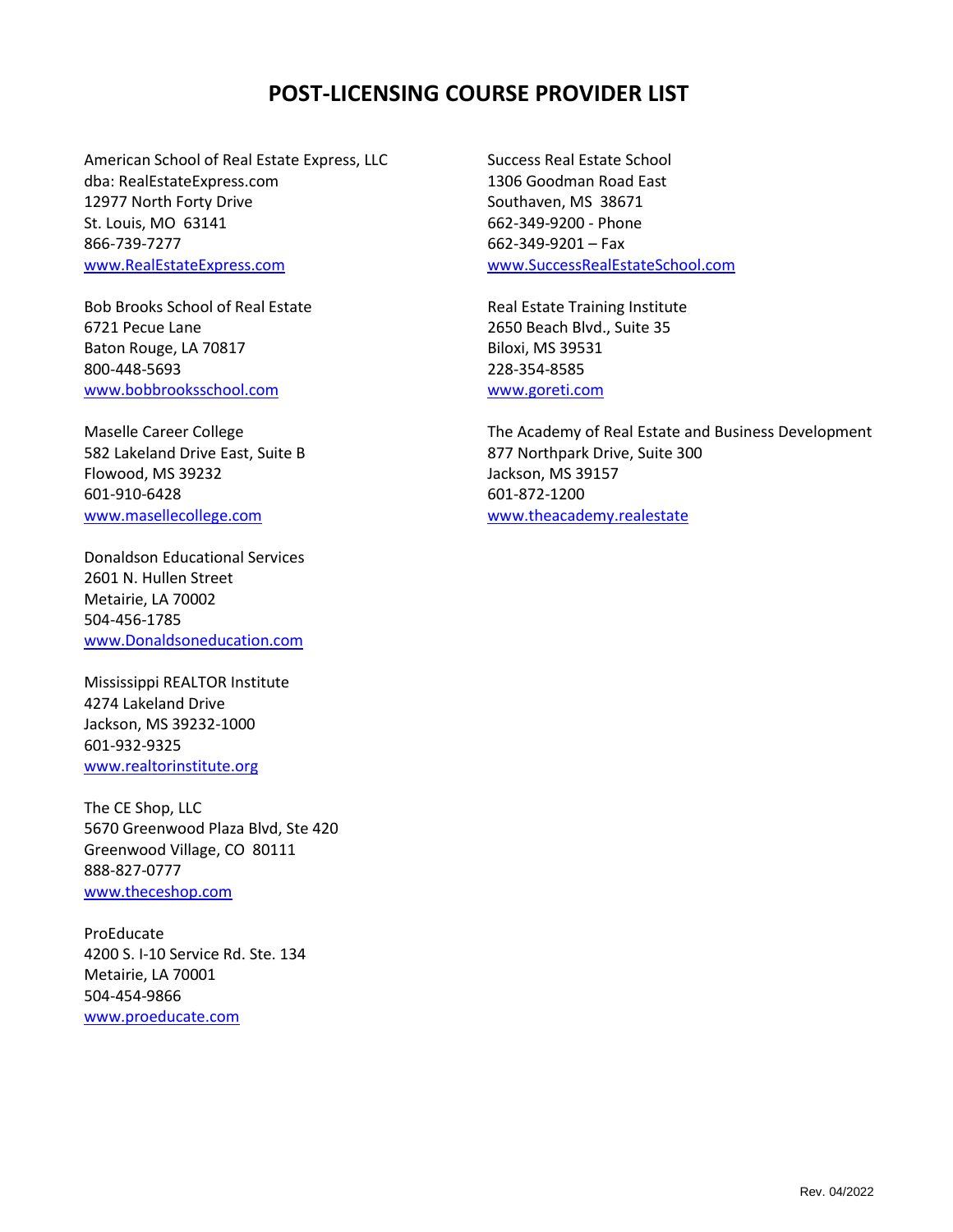# POST-LICENSING COURSE PROVIDER LIST

American School of Real Estate Express, LLC
dba: RealEstateExpress.com
12977 North Forty Drive
St. Louis, MO 63141
866-739-7277
[www.RealEstateExpress.com](http://www.RealEstateExpress.com)

Bob Brooks School of Real Estate
6721 Pecue Lane
Baton Rouge, LA 70817
800-448-5693
[www.bobbrooksschool.com](http://www.bobbrooksschool.com)

Maselle Career College
582 Lakeland Drive East, Suite B
Flowood, MS 39232
601-910-6428
[www.masellecollege.com](http://www.masellecollege.com)

Donaldson Educational Services
2601 N. Hullen Street
Metairie, LA 70002
504-456-1785
[www.Donaldsoneducation.com](http://www.Donaldsoneducation.com)

Mississippi REALTOR Institute
4274 Lakeland Drive
Jackson, MS 39232-1000
601-932-9325
[www.realtorinstitute.org](http://www.realtorinstitute.org)

The CE Shop, LLC
5670 Greenwood Plaza Blvd, Ste 420
Greenwood Village, CO 80111
888-827-0777
[www.theceshop.com](http://www.theceshop.com)

ProEducate
4200 S. I-10 Service Rd. Ste. 134
Metairie, LA 70001
504-454-9866
[www.proeducate.com](http://www.proeducate.com)

Success Real Estate School
1306 Goodman Road East
Southaven, MS 38671
662-349-9200 - Phone
662-349-9201 – Fax
[www.SuccessRealEstateSchool.com](http://www.SuccessRealEstateSchool.com)

Real Estate Training Institute
2650 Beach Blvd., Suite 35
Biloxi, MS 39531
228-354-8585
[www.goreti.com](http://www.goreti.com)

The Academy of Real Estate and Business Development
877 Northpark Drive, Suite 300
Jackson, MS 39157
601-872-1200
[www.theacademy.realestate](http://www.theacademy.realestate)

Rev. 04/2022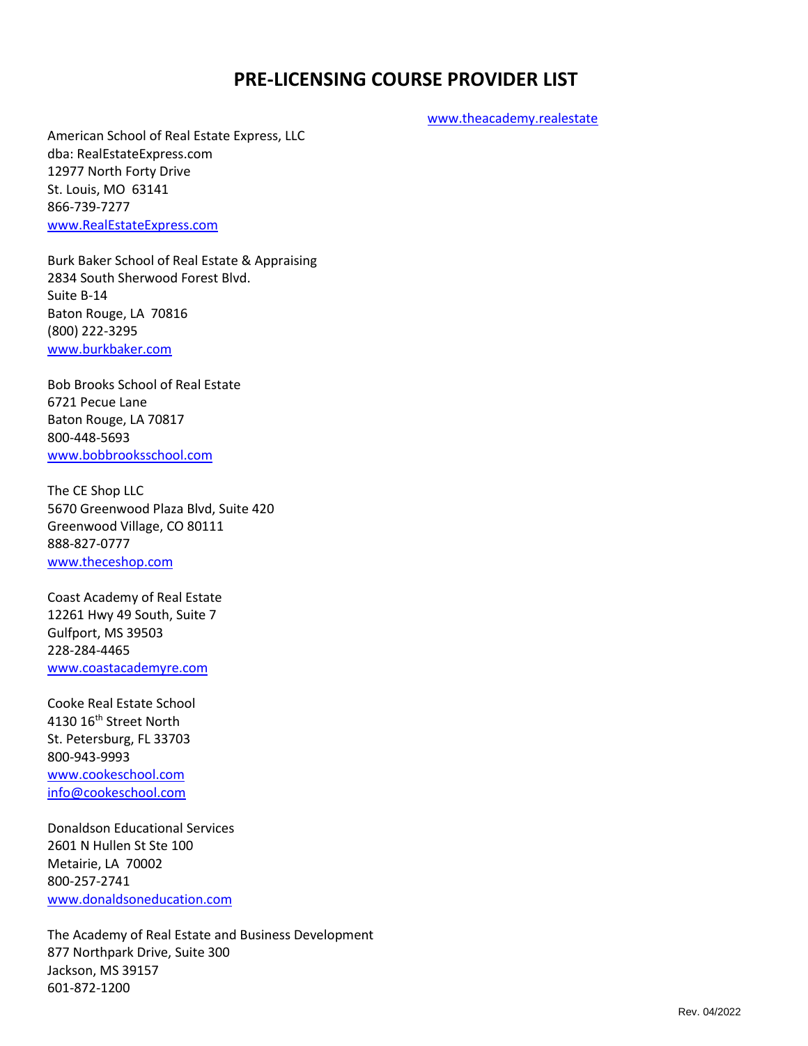# PRE-LICENSING COURSE PROVIDER LIST

www.theacademy.realestate

American School of Real Estate Express, LLC
dba: RealEstateExpress.com
12977 North Forty Drive
St. Louis, MO 63141
866-739-7277
www.RealEstateExpress.com

Burk Baker School of Real Estate & Appraising
2834 South Sherwood Forest Blvd.
Suite B-14
Baton Rouge, LA 70816
(800) 222-3295
www.burkbaker.com

Bob Brooks School of Real Estate
6721 Pecue Lane
Baton Rouge, LA 70817
800-448-5693
www.bobbrooksschool.com

The CE Shop LLC
5670 Greenwood Plaza Blvd, Suite 420
Greenwood Village, CO 80111
888-827-0777
www.theceshop.com

Coast Academy of Real Estate
12261 Hwy 49 South, Suite 7
Gulfport, MS 39503
228-284-4465
www.coastacademyre.com

Cooke Real Estate School
4130 16th Street North
St. Petersburg, FL 33703
800-943-9993
www.cookeschool.com
info@cookeschool.com

Donaldson Educational Services
2601 N Hullen St Ste 100
Metairie, LA 70002
800-257-2741
www.donaldsoneducation.com

The Academy of Real Estate and Business Development
877 Northpark Drive, Suite 300
Jackson, MS 39157
601-872-1200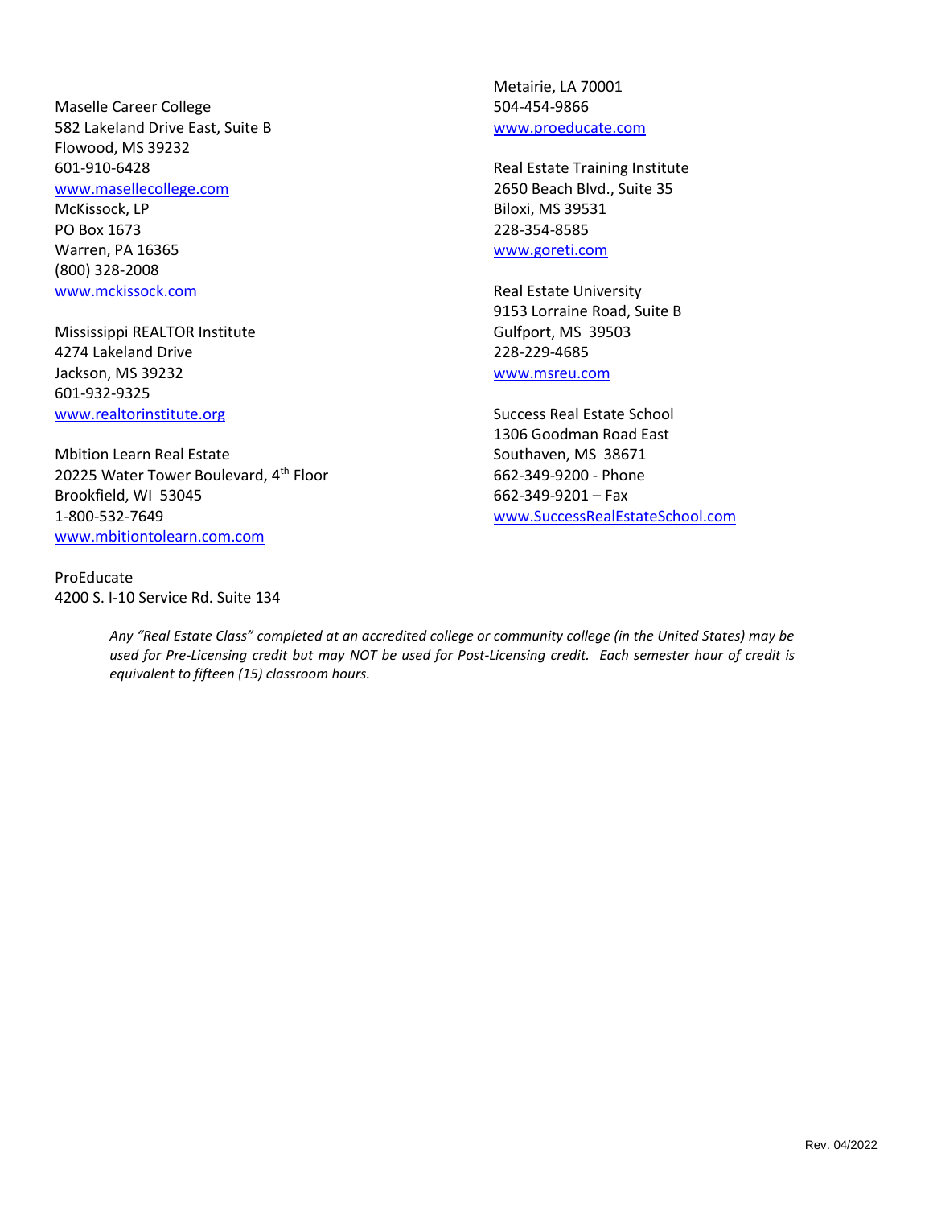Maselle Career College
582 Lakeland Drive East, Suite B
Flowood, MS 39232
601-910-6428
www.masellecollege.com
McKissock, LP
PO Box 1673
Warren, PA 16365
(800) 328-2008
www.mckissock.com

Mississippi REALTOR Institute
4274 Lakeland Drive
Jackson, MS 39232
601-932-9325
www.realtorinstitute.org

Mbition Learn Real Estate
20225 Water Tower Boulevard, 4th Floor
Brookfield, WI 53045
1-800-532-7649
www.mbitiontolearn.com.com

ProEducate
4200 S. I-10 Service Rd. Suite 134
Metairie, LA 70001
504-454-9866
www.proeducate.com

Real Estate Training Institute
2650 Beach Blvd., Suite 35
Biloxi, MS 39531
228-354-8585
www.goreti.com

Real Estate University
9153 Lorraine Road, Suite B
Gulfport, MS 39503
228-229-4685
www.msreu.com

Success Real Estate School
1306 Goodman Road East
Southaven, MS 38671
662-349-9200 - Phone
662-349-9201 – Fax
www.SuccessRealEstateSchool.com

*Any "Real Estate Class" completed at an accredited college or community college (in the United States) may be used for Pre-Licensing credit but may NOT be used for Post-Licensing credit. Each semester hour of credit is equivalent to fifteen (15) classroom hours.*

Rev. 04/2022